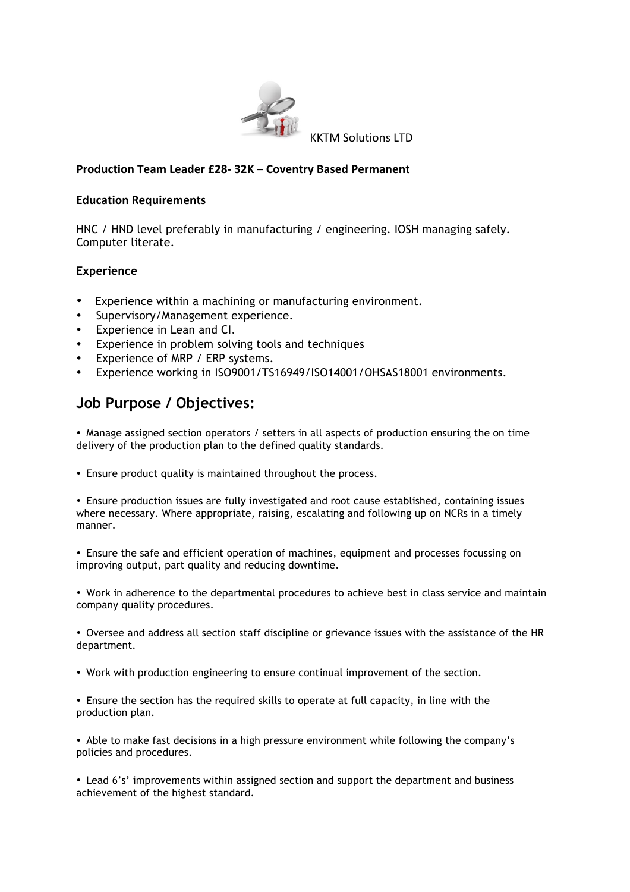KKTM Solutions LTD

**Production Team Leader £28- 32K – Coventry Based Permanent**

**Education Requirements**

HNC / HND level preferably in manufacturing / engineering. IOSH managing safely. Computer literate.

**Experience**

- Experience within a machining or manufacturing environment.
- Supervisory/Management experience.
- Experience in Lean and CI.
- Experience in problem solving tools and techniques
- Experience of MRP / ERP systems.
- Experience working in ISO9001/TS16949/ISO14001/OHSAS18001 environments.

## Job Purpose / Objectives:

• Manage assigned section operators / setters in all aspects of production ensuring the on time delivery of the production plan to the defined quality standards.

• Ensure product quality is maintained throughout the process.

• Ensure production issues are fully investigated and root cause established, containing issues where necessary. Where appropriate, raising, escalating and following up on NCRs in a timely manner.

• Ensure the safe and efficient operation of machines, equipment and processes focussing on improving output, part quality and reducing downtime.

• Work in adherence to the departmental procedures to achieve best in class service and maintain company quality procedures.

• Oversee and address all section staff discipline or grievance issues with the assistance of the HR department.

• Work with production engineering to ensure continual improvement of the section.

• Ensure the section has the required skills to operate at full capacity, in line with the production plan.

• Able to make fast decisions in a high pressure environment while following the company's policies and procedures.

• Lead 6's' improvements within assigned section and support the department and business achievement of the highest standard.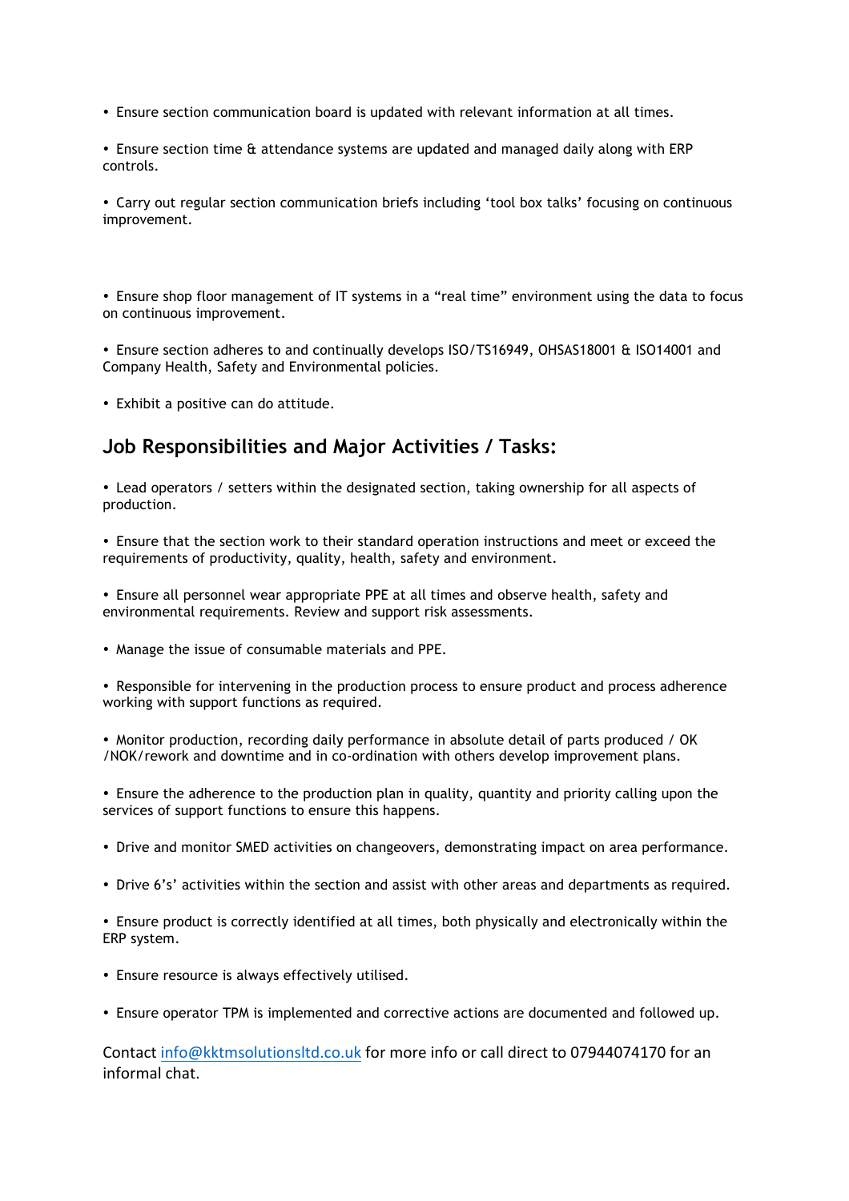- Ensure section communication board is updated with relevant information at all times.
- Ensure section time & attendance systems are updated and managed daily along with ERP controls.
- Carry out regular section communication briefs including 'tool box talks' focusing on continuous improvement.
- Ensure shop floor management of IT systems in a "real time" environment using the data to focus on continuous improvement.
- Ensure section adheres to and continually develops ISO/TS16949, OHSAS18001 & ISO14001 and Company Health, Safety and Environmental policies.
- Exhibit a positive can do attitude.

## Job Responsibilities and Major Activities / Tasks:

- Lead operators / setters within the designated section, taking ownership for all aspects of production.
- Ensure that the section work to their standard operation instructions and meet or exceed the requirements of productivity, quality, health, safety and environment.
- Ensure all personnel wear appropriate PPE at all times and observe health, safety and environmental requirements. Review and support risk assessments.
- Manage the issue of consumable materials and PPE.
- Responsible for intervening in the production process to ensure product and process adherence working with support functions as required.
- Monitor production, recording daily performance in absolute detail of parts produced / OK /NOK/rework and downtime and in co-ordination with others develop improvement plans.
- Ensure the adherence to the production plan in quality, quantity and priority calling upon the services of support functions to ensure this happens.
- Drive and monitor SMED activities on changeovers, demonstrating impact on area performance.
- Drive 6's' activities within the section and assist with other areas and departments as required.
- Ensure product is correctly identified at all times, both physically and electronically within the ERP system.
- Ensure resource is always effectively utilised.
- Ensure operator TPM is implemented and corrective actions are documented and followed up.

Contact info@kktmsolutionsltd.co.uk for more info or call direct to 07944074170 for an informal chat.